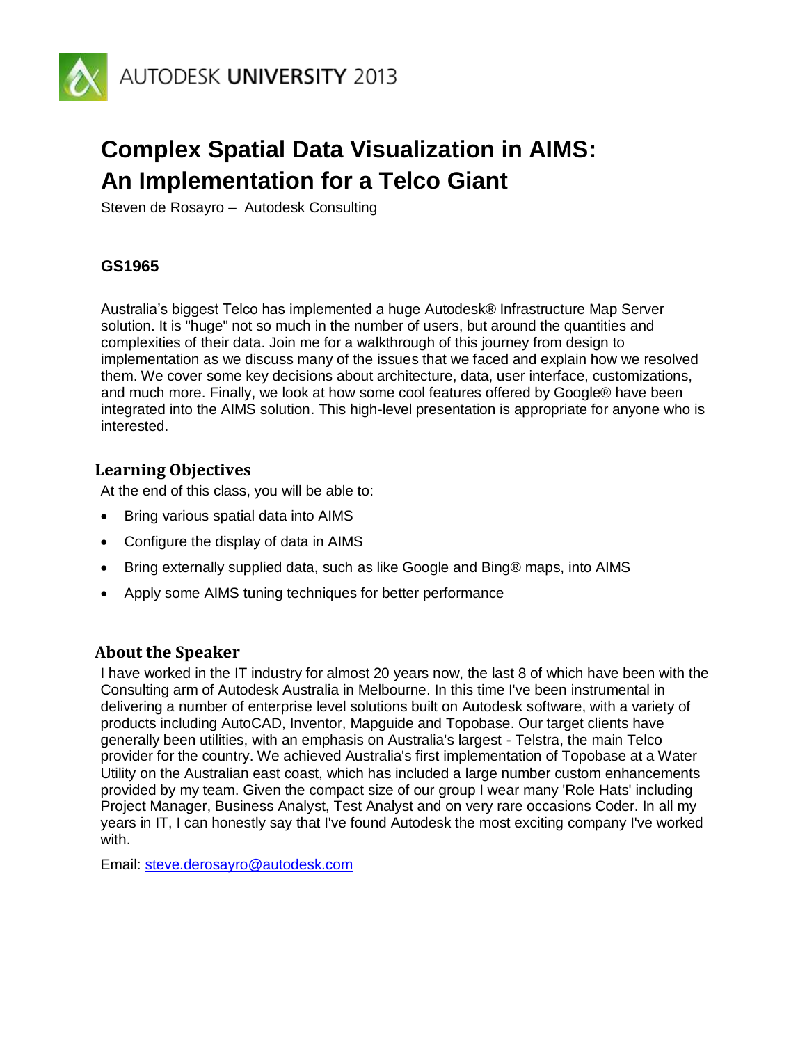AUTODESK **UNIVERSITY** 2013

# Complex Spatial Data Visualization in AIMS: An Implementation for a Telco Giant

Steven de Rosayro – Autodesk Consulting

**GS1965**

Australia's biggest Telco has implemented a huge Autodesk® Infrastructure Map Server solution. It is "huge" not so much in the number of users, but around the quantities and complexities of their data. Join me for a walkthrough of this journey from design to implementation as we discuss many of the issues that we faced and explain how we resolved them. We cover some key decisions about architecture, data, user interface, customizations, and much more. Finally, we look at how some cool features offered by Google® have been integrated into the AIMS solution. This high-level presentation is appropriate for anyone who is interested.

## Learning Objectives

At the end of this class, you will be able to:

- Bring various spatial data into AIMS
- Configure the display of data in AIMS
- Bring externally supplied data, such as like Google and Bing® maps, into AIMS
- Apply some AIMS tuning techniques for better performance

## About the Speaker

I have worked in the IT industry for almost 20 years now, the last 8 of which have been with the Consulting arm of Autodesk Australia in Melbourne. In this time I've been instrumental in delivering a number of enterprise level solutions built on Autodesk software, with a variety of products including AutoCAD, Inventor, Mapguide and Topobase. Our target clients have generally been utilities, with an emphasis on Australia's largest - Telstra, the main Telco provider for the country. We achieved Australia's first implementation of Topobase at a Water Utility on the Australian east coast, which has included a large number custom enhancements provided by my team. Given the compact size of our group I wear many 'Role Hats' including Project Manager, Business Analyst, Test Analyst and on very rare occasions Coder. In all my years in IT, I can honestly say that I've found Autodesk the most exciting company I've worked with.

Email: steve.derosayro@autodesk.com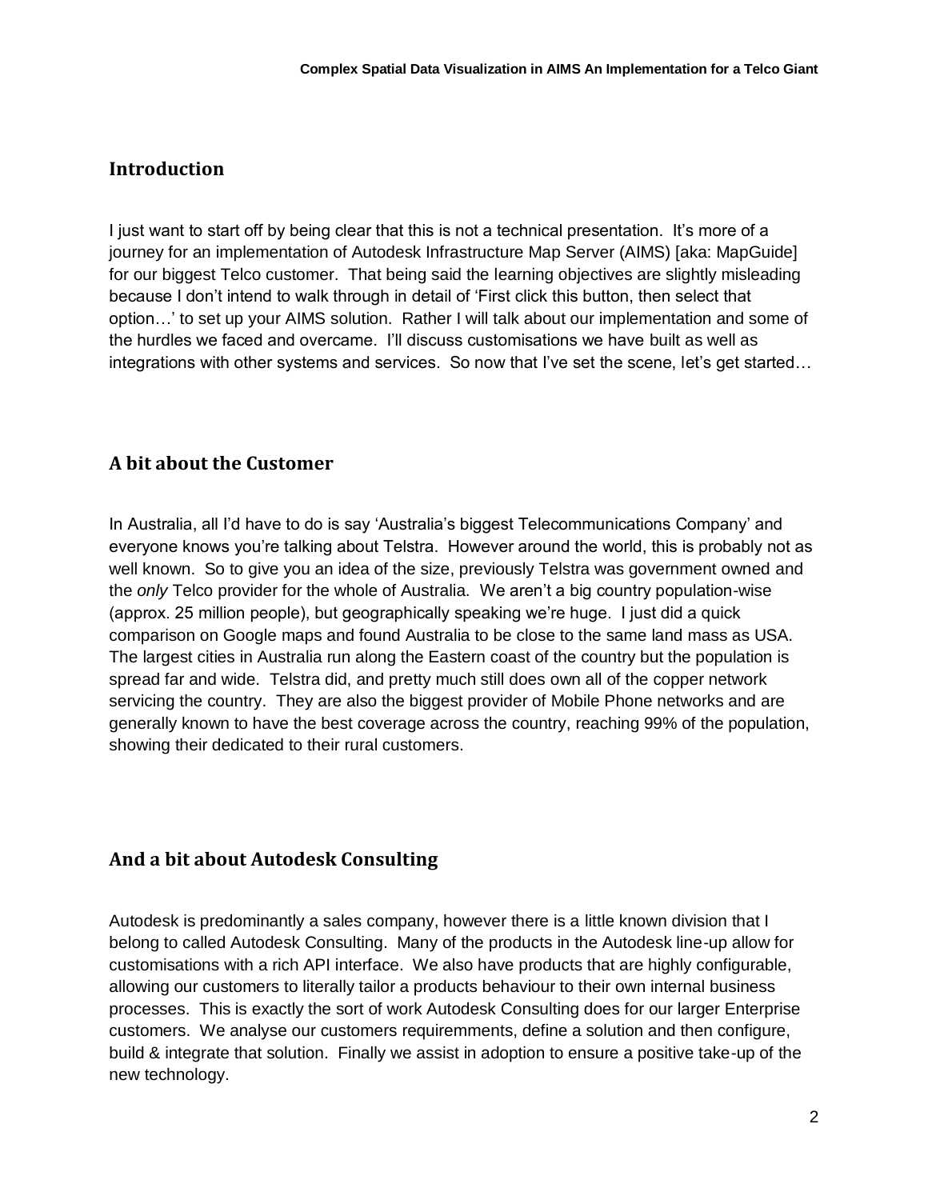## Introduction

I just want to start off by being clear that this is not a technical presentation. It's more of a journey for an implementation of Autodesk Infrastructure Map Server (AIMS) [aka: MapGuide] for our biggest Telco customer. That being said the learning objectives are slightly misleading because I don't intend to walk through in detail of 'First click this button, then select that option…' to set up your AIMS solution. Rather I will talk about our implementation and some of the hurdles we faced and overcame. I'll discuss customisations we have built as well as integrations with other systems and services. So now that I've set the scene, let's get started…

## A bit about the Customer

In Australia, all I'd have to do is say 'Australia's biggest Telecommunications Company' and everyone knows you're talking about Telstra. However around the world, this is probably not as well known. So to give you an idea of the size, previously Telstra was government owned and the *only* Telco provider for the whole of Australia. We aren't a big country population-wise (approx. 25 million people), but geographically speaking we're huge. I just did a quick comparison on Google maps and found Australia to be close to the same land mass as USA. The largest cities in Australia run along the Eastern coast of the country but the population is spread far and wide. Telstra did, and pretty much still does own all of the copper network servicing the country. They are also the biggest provider of Mobile Phone networks and are generally known to have the best coverage across the country, reaching 99% of the population, showing their dedicated to their rural customers.

## And a bit about Autodesk Consulting

Autodesk is predominantly a sales company, however there is a little known division that I belong to called Autodesk Consulting. Many of the products in the Autodesk line-up allow for customisations with a rich API interface. We also have products that are highly configurable, allowing our customers to literally tailor a products behaviour to their own internal business processes. This is exactly the sort of work Autodesk Consulting does for our larger Enterprise customers. We analyse our customers requiremments, define a solution and then configure, build & integrate that solution. Finally we assist in adoption to ensure a positive take-up of the new technology.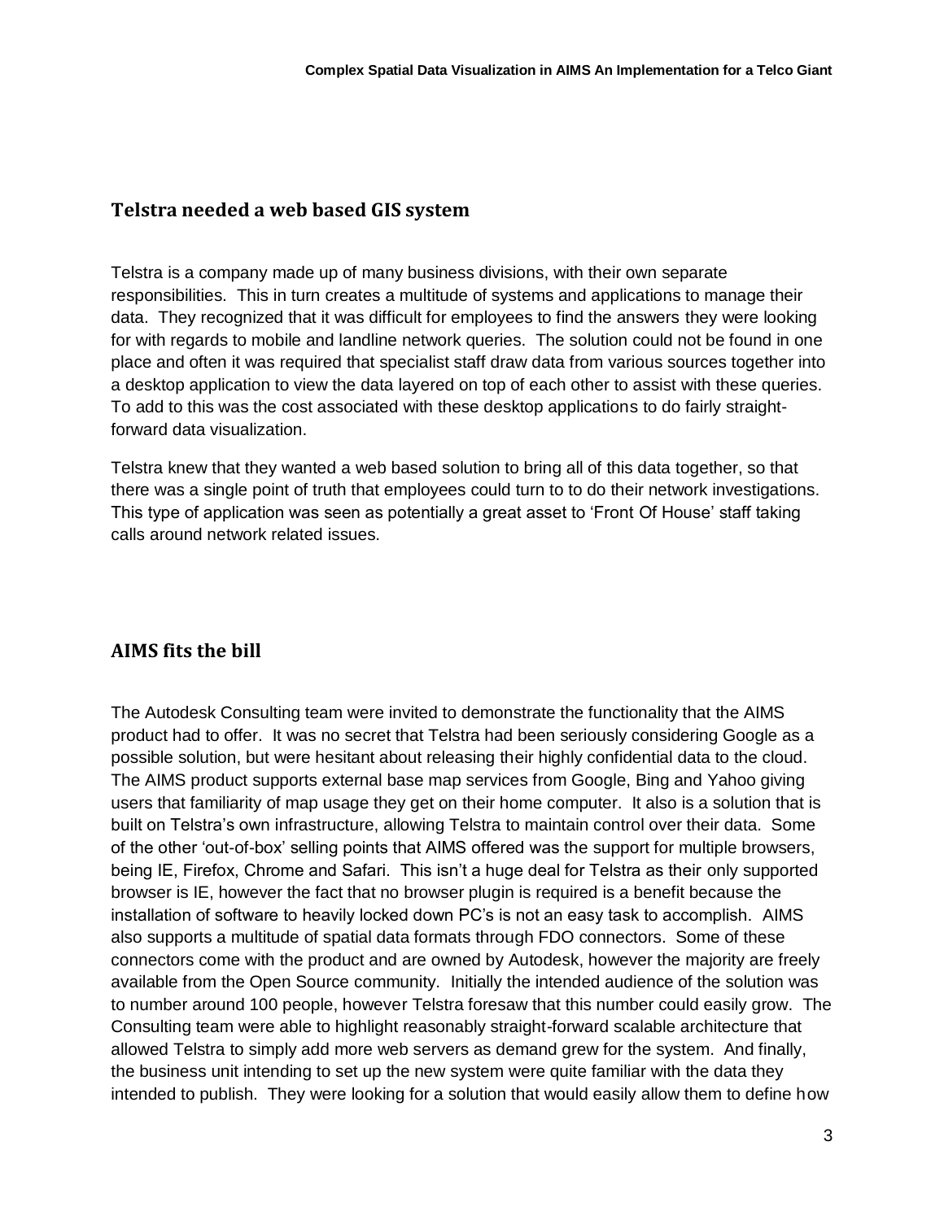## Telstra needed a web based GIS system

Telstra is a company made up of many business divisions, with their own separate responsibilities. This in turn creates a multitude of systems and applications to manage their data. They recognized that it was difficult for employees to find the answers they were looking for with regards to mobile and landline network queries. The solution could not be found in one place and often it was required that specialist staff draw data from various sources together into a desktop application to view the data layered on top of each other to assist with these queries. To add to this was the cost associated with these desktop applications to do fairly straight-forward data visualization.

Telstra knew that they wanted a web based solution to bring all of this data together, so that there was a single point of truth that employees could turn to to do their network investigations. This type of application was seen as potentially a great asset to 'Front Of House' staff taking calls around network related issues.

## AIMS fits the bill

The Autodesk Consulting team were invited to demonstrate the functionality that the AIMS product had to offer. It was no secret that Telstra had been seriously considering Google as a possible solution, but were hesitant about releasing their highly confidential data to the cloud. The AIMS product supports external base map services from Google, Bing and Yahoo giving users that familiarity of map usage they get on their home computer. It also is a solution that is built on Telstra's own infrastructure, allowing Telstra to maintain control over their data. Some of the other 'out-of-box' selling points that AIMS offered was the support for multiple browsers, being IE, Firefox, Chrome and Safari. This isn't a huge deal for Telstra as their only supported browser is IE, however the fact that no browser plugin is required is a benefit because the installation of software to heavily locked down PC's is not an easy task to accomplish. AIMS also supports a multitude of spatial data formats through FDO connectors. Some of these connectors come with the product and are owned by Autodesk, however the majority are freely available from the Open Source community. Initially the intended audience of the solution was to number around 100 people, however Telstra foresaw that this number could easily grow. The Consulting team were able to highlight reasonably straight-forward scalable architecture that allowed Telstra to simply add more web servers as demand grew for the system. And finally, the business unit intending to set up the new system were quite familiar with the data they intended to publish. They were looking for a solution that would easily allow them to define how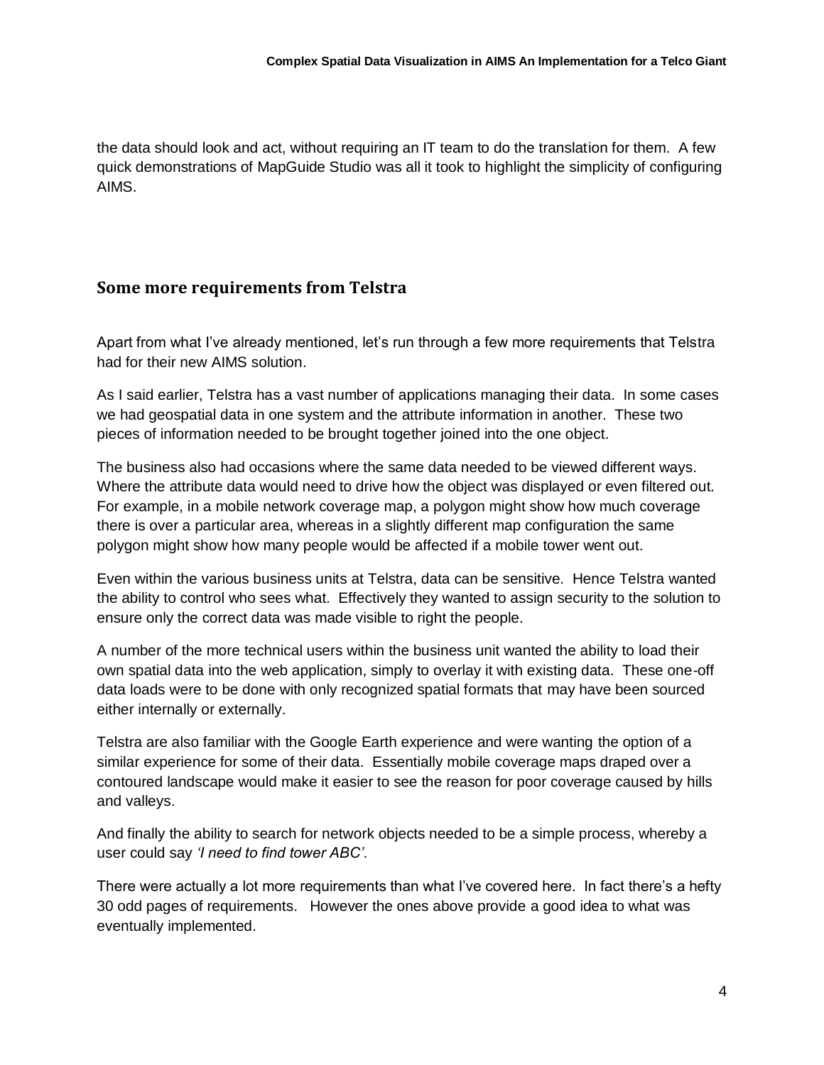the data should look and act, without requiring an IT team to do the translation for them. A few quick demonstrations of MapGuide Studio was all it took to highlight the simplicity of configuring AIMS.

## Some more requirements from Telstra

Apart from what I've already mentioned, let's run through a few more requirements that Telstra had for their new AIMS solution.

As I said earlier, Telstra has a vast number of applications managing their data. In some cases we had geospatial data in one system and the attribute information in another. These two pieces of information needed to be brought together joined into the one object.

The business also had occasions where the same data needed to be viewed different ways. Where the attribute data would need to drive how the object was displayed or even filtered out. For example, in a mobile network coverage map, a polygon might show how much coverage there is over a particular area, whereas in a slightly different map configuration the same polygon might show how many people would be affected if a mobile tower went out.

Even within the various business units at Telstra, data can be sensitive. Hence Telstra wanted the ability to control who sees what. Effectively they wanted to assign security to the solution to ensure only the correct data was made visible to right the people.

A number of the more technical users within the business unit wanted the ability to load their own spatial data into the web application, simply to overlay it with existing data. These one-off data loads were to be done with only recognized spatial formats that may have been sourced either internally or externally.

Telstra are also familiar with the Google Earth experience and were wanting the option of a similar experience for some of their data. Essentially mobile coverage maps draped over a contoured landscape would make it easier to see the reason for poor coverage caused by hills and valleys.

And finally the ability to search for network objects needed to be a simple process, whereby a user could say *'I need to find tower ABC'*.

There were actually a lot more requirements than what I've covered here. In fact there's a hefty 30 odd pages of requirements. However the ones above provide a good idea to what was eventually implemented.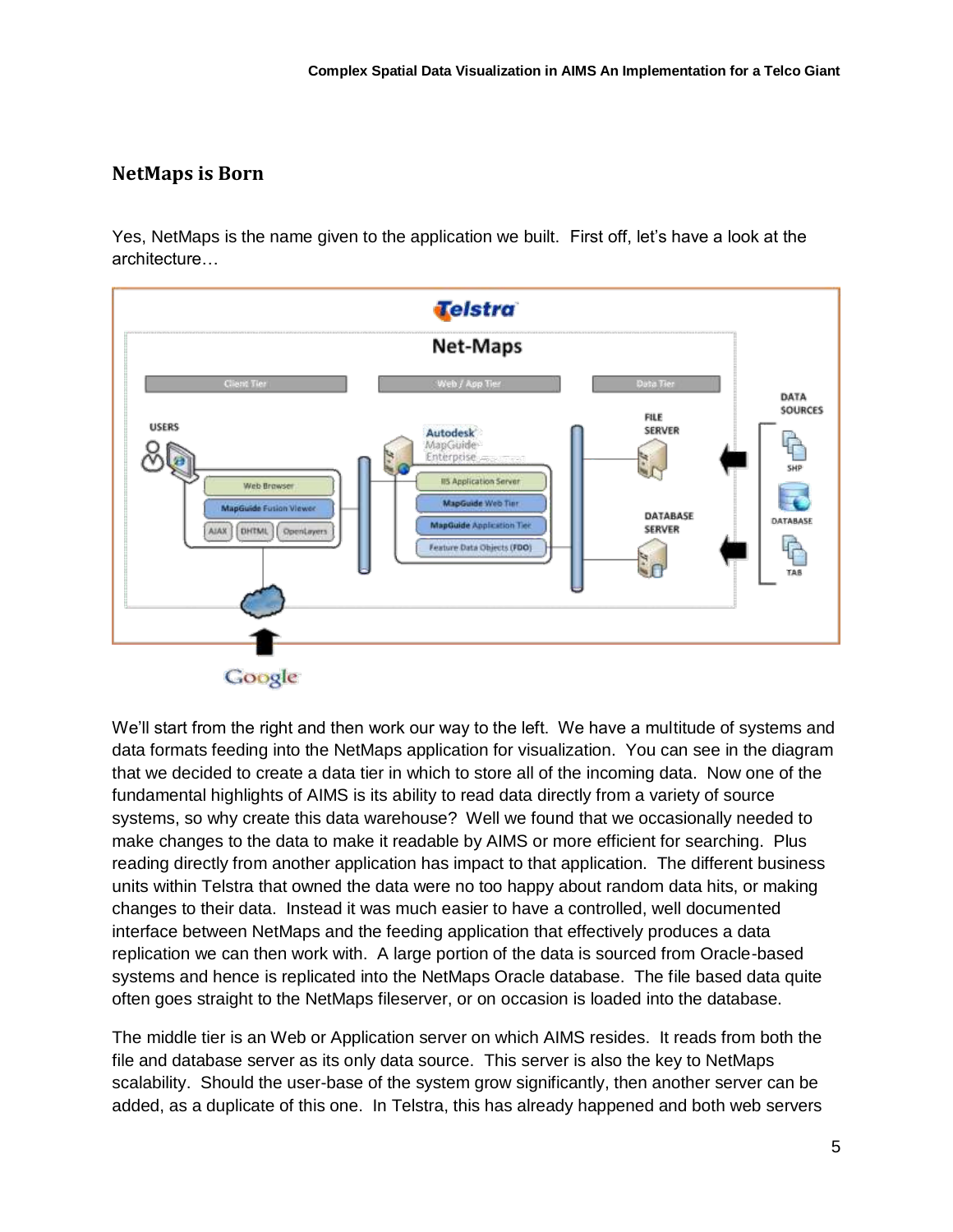## NetMaps is Born

Yes, NetMaps is the name given to the application we built. First off, let's have a look at the architecture…

Telstra

Net-Maps

Client Tier

Web / App Tier

Data Tier

USERS

Web Browser

MapGuide Fusion Viewer

AJAX

DHTML

OpenLayers

Autodesk MapGuide Enterprise

IIS Application Server

MapGuide Web Tier

MapGuide Application Tier

Feature Data Objects (FDO)

FILE SERVER

DATABASE SERVER

DATA SOURCES

SHP

DATABASE

TAB

Google

We'll start from the right and then work our way to the left. We have a multitude of systems and data formats feeding into the NetMaps application for visualization. You can see in the diagram that we decided to create a data tier in which to store all of the incoming data. Now one of the fundamental highlights of AIMS is its ability to read data directly from a variety of source systems, so why create this data warehouse? Well we found that we occasionally needed to make changes to the data to make it readable by AIMS or more efficient for searching. Plus reading directly from another application has impact to that application. The different business units within Telstra that owned the data were no too happy about random data hits, or making changes to their data. Instead it was much easier to have a controlled, well documented interface between NetMaps and the feeding application that effectively produces a data replication we can then work with. A large portion of the data is sourced from Oracle-based systems and hence is replicated into the NetMaps Oracle database. The file based data quite often goes straight to the NetMaps fileserver, or on occasion is loaded into the database.

The middle tier is an Web or Application server on which AIMS resides. It reads from both the file and database server as its only data source. This server is also the key to NetMaps scalability. Should the user-base of the system grow significantly, then another server can be added, as a duplicate of this one. In Telstra, this has already happened and both web servers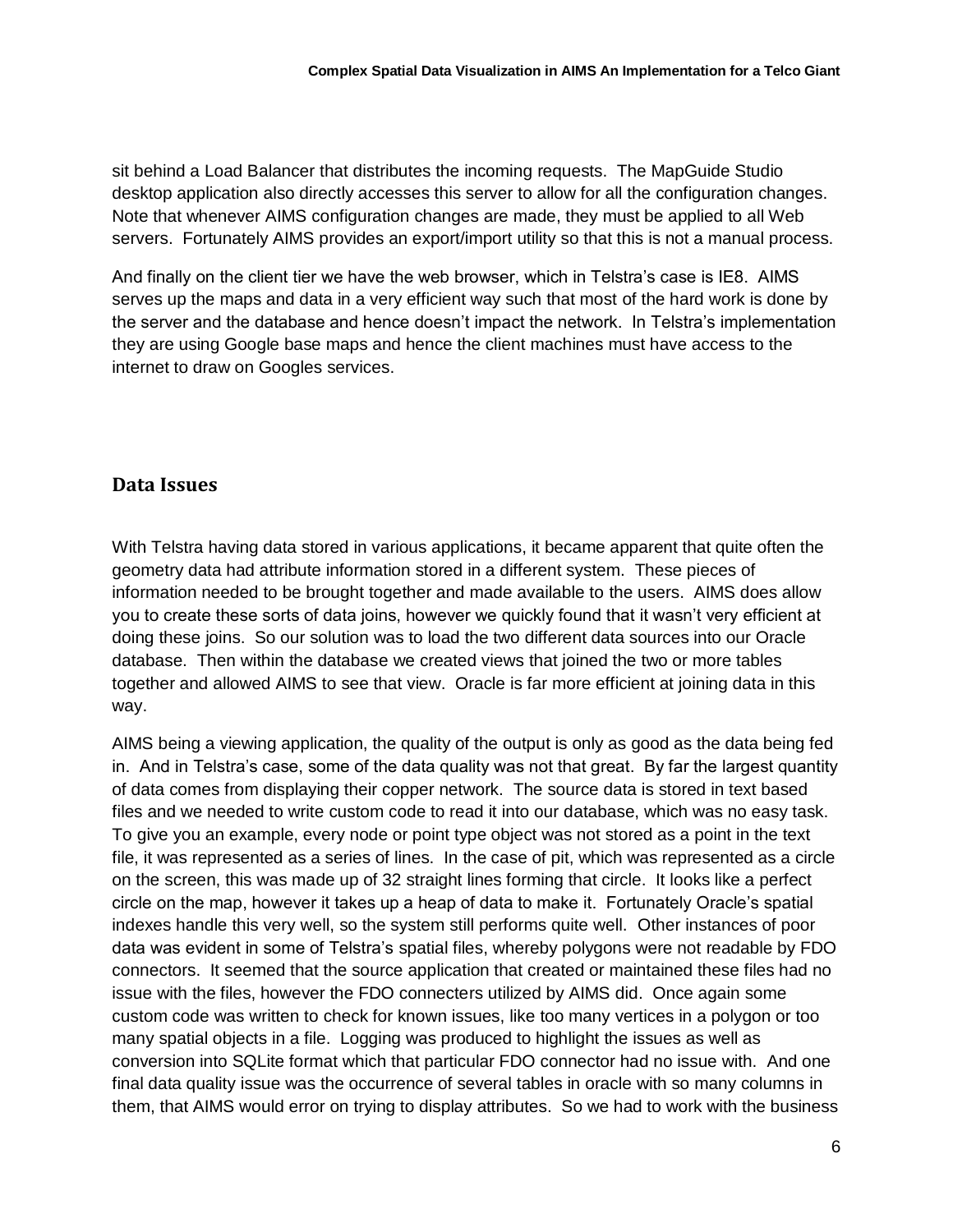sit behind a Load Balancer that distributes the incoming requests. The MapGuide Studio desktop application also directly accesses this server to allow for all the configuration changes. Note that whenever AIMS configuration changes are made, they must be applied to all Web servers. Fortunately AIMS provides an export/import utility so that this is not a manual process.

And finally on the client tier we have the web browser, which in Telstra's case is IE8. AIMS serves up the maps and data in a very efficient way such that most of the hard work is done by the server and the database and hence doesn't impact the network. In Telstra's implementation they are using Google base maps and hence the client machines must have access to the internet to draw on Googles services.

## Data Issues

With Telstra having data stored in various applications, it became apparent that quite often the geometry data had attribute information stored in a different system. These pieces of information needed to be brought together and made available to the users. AIMS does allow you to create these sorts of data joins, however we quickly found that it wasn't very efficient at doing these joins. So our solution was to load the two different data sources into our Oracle database. Then within the database we created views that joined the two or more tables together and allowed AIMS to see that view. Oracle is far more efficient at joining data in this way.

AIMS being a viewing application, the quality of the output is only as good as the data being fed in. And in Telstra's case, some of the data quality was not that great. By far the largest quantity of data comes from displaying their copper network. The source data is stored in text based files and we needed to write custom code to read it into our database, which was no easy task. To give you an example, every node or point type object was not stored as a point in the text file, it was represented as a series of lines. In the case of pit, which was represented as a circle on the screen, this was made up of 32 straight lines forming that circle. It looks like a perfect circle on the map, however it takes up a heap of data to make it. Fortunately Oracle's spatial indexes handle this very well, so the system still performs quite well. Other instances of poor data was evident in some of Telstra's spatial files, whereby polygons were not readable by FDO connectors. It seemed that the source application that created or maintained these files had no issue with the files, however the FDO connecters utilized by AIMS did. Once again some custom code was written to check for known issues, like too many vertices in a polygon or too many spatial objects in a file. Logging was produced to highlight the issues as well as conversion into SQLite format which that particular FDO connector had no issue with. And one final data quality issue was the occurrence of several tables in oracle with so many columns in them, that AIMS would error on trying to display attributes. So we had to work with the business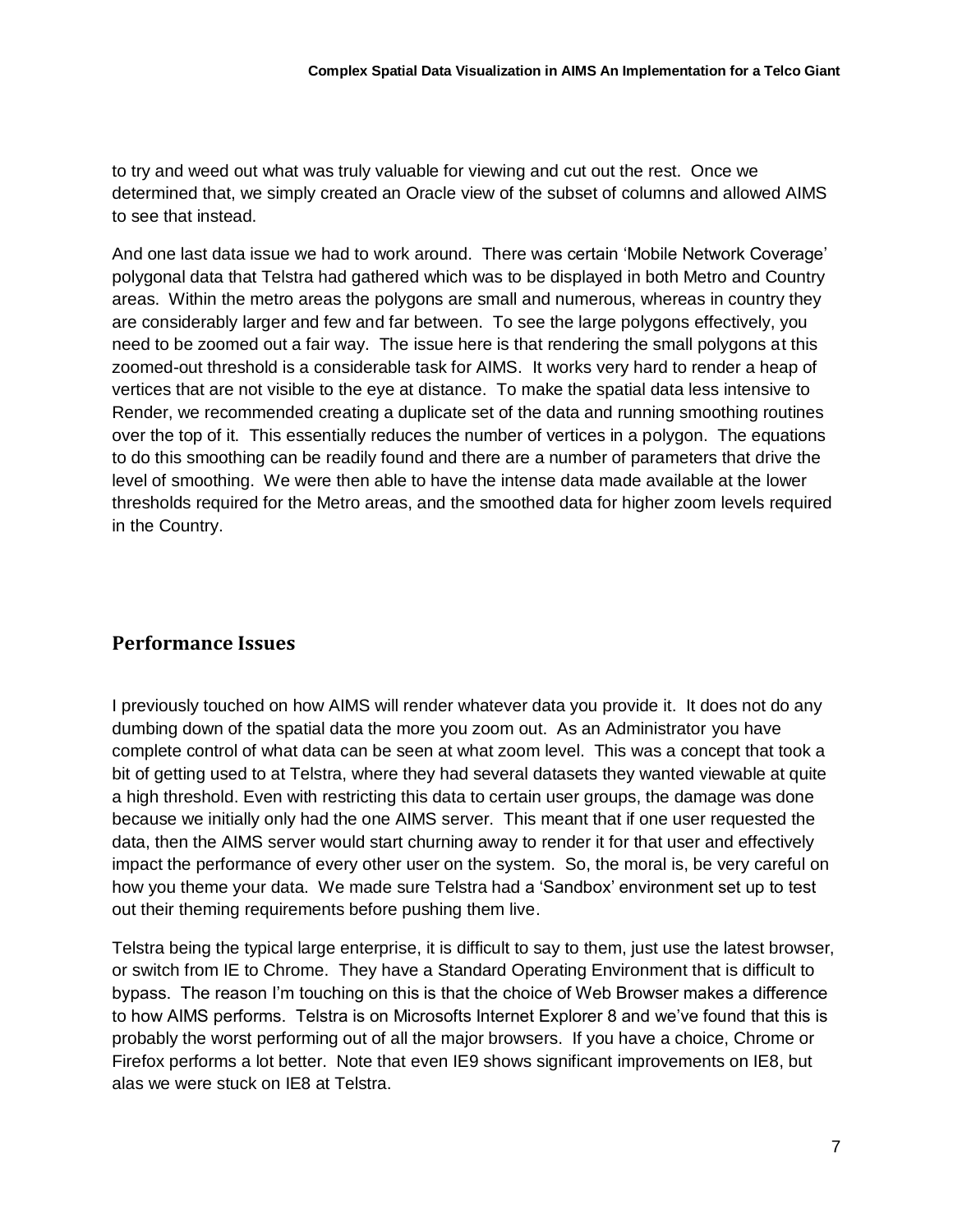to try and weed out what was truly valuable for viewing and cut out the rest. Once we determined that, we simply created an Oracle view of the subset of columns and allowed AIMS to see that instead.

And one last data issue we had to work around. There was certain ‘Mobile Network Coverage’ polygonal data that Telstra had gathered which was to be displayed in both Metro and Country areas. Within the metro areas the polygons are small and numerous, whereas in country they are considerably larger and few and far between. To see the large polygons effectively, you need to be zoomed out a fair way. The issue here is that rendering the small polygons at this zoomed-out threshold is a considerable task for AIMS. It works very hard to render a heap of vertices that are not visible to the eye at distance. To make the spatial data less intensive to Render, we recommended creating a duplicate set of the data and running smoothing routines over the top of it. This essentially reduces the number of vertices in a polygon. The equations to do this smoothing can be readily found and there are a number of parameters that drive the level of smoothing. We were then able to have the intense data made available at the lower thresholds required for the Metro areas, and the smoothed data for higher zoom levels required in the Country.

## Performance Issues

I previously touched on how AIMS will render whatever data you provide it. It does not do any dumbing down of the spatial data the more you zoom out. As an Administrator you have complete control of what data can be seen at what zoom level. This was a concept that took a bit of getting used to at Telstra, where they had several datasets they wanted viewable at quite a high threshold. Even with restricting this data to certain user groups, the damage was done because we initially only had the one AIMS server. This meant that if one user requested the data, then the AIMS server would start churning away to render it for that user and effectively impact the performance of every other user on the system. So, the moral is, be very careful on how you theme your data. We made sure Telstra had a ‘Sandbox’ environment set up to test out their theming requirements before pushing them live.

Telstra being the typical large enterprise, it is difficult to say to them, just use the latest browser, or switch from IE to Chrome. They have a Standard Operating Environment that is difficult to bypass. The reason I’m touching on this is that the choice of Web Browser makes a difference to how AIMS performs. Telstra is on Microsofts Internet Explorer 8 and we’ve found that this is probably the worst performing out of all the major browsers. If you have a choice, Chrome or Firefox performs a lot better. Note that even IE9 shows significant improvements on IE8, but alas we were stuck on IE8 at Telstra.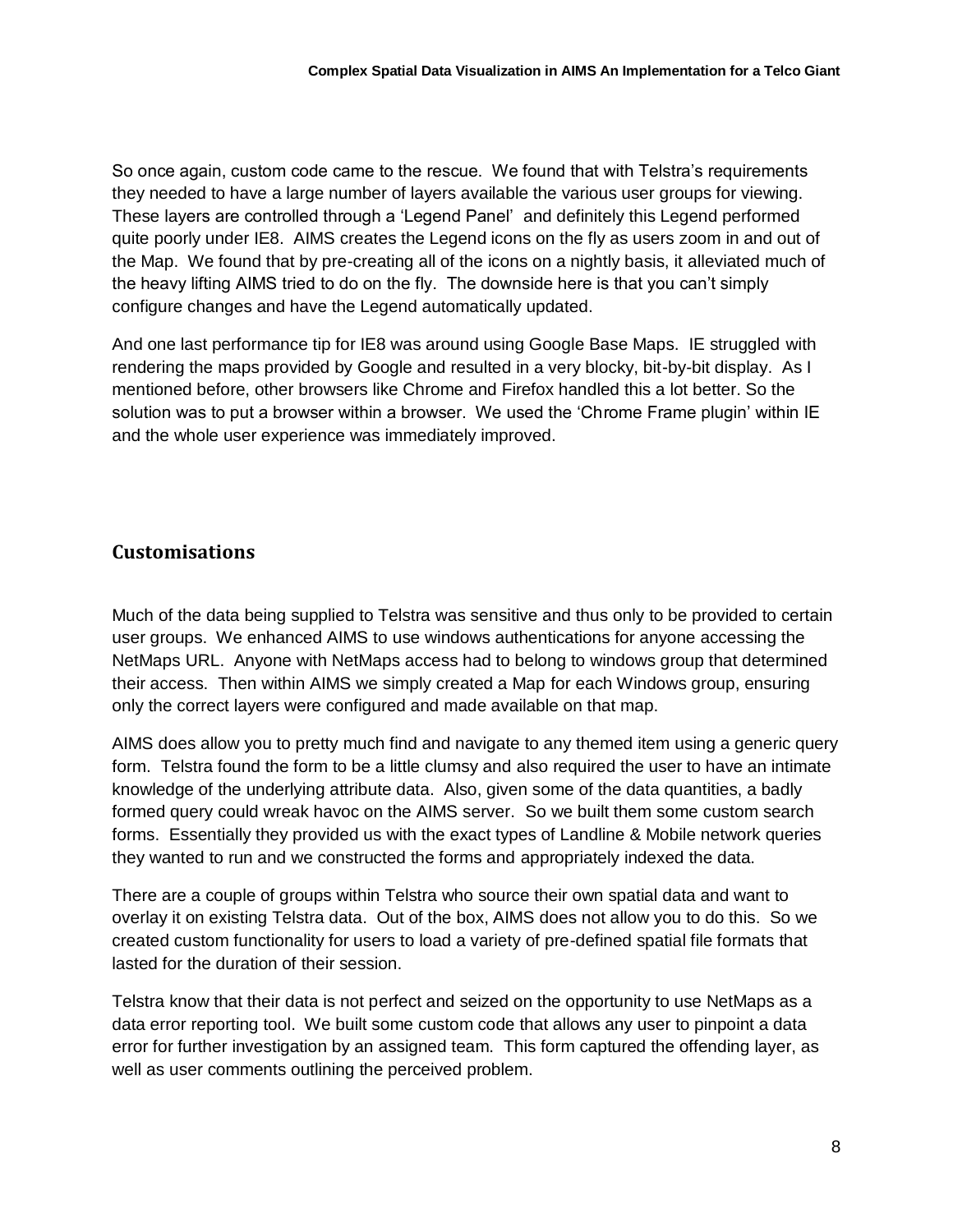So once again, custom code came to the rescue. We found that with Telstra's requirements they needed to have a large number of layers available the various user groups for viewing. These layers are controlled through a 'Legend Panel' and definitely this Legend performed quite poorly under IE8. AIMS creates the Legend icons on the fly as users zoom in and out of the Map. We found that by pre-creating all of the icons on a nightly basis, it alleviated much of the heavy lifting AIMS tried to do on the fly. The downside here is that you can't simply configure changes and have the Legend automatically updated.

And one last performance tip for IE8 was around using Google Base Maps. IE struggled with rendering the maps provided by Google and resulted in a very blocky, bit-by-bit display. As I mentioned before, other browsers like Chrome and Firefox handled this a lot better. So the solution was to put a browser within a browser. We used the 'Chrome Frame plugin' within IE and the whole user experience was immediately improved.

## Customisations

Much of the data being supplied to Telstra was sensitive and thus only to be provided to certain user groups. We enhanced AIMS to use windows authentications for anyone accessing the NetMaps URL. Anyone with NetMaps access had to belong to windows group that determined their access. Then within AIMS we simply created a Map for each Windows group, ensuring only the correct layers were configured and made available on that map.

AIMS does allow you to pretty much find and navigate to any themed item using a generic query form. Telstra found the form to be a little clumsy and also required the user to have an intimate knowledge of the underlying attribute data. Also, given some of the data quantities, a badly formed query could wreak havoc on the AIMS server. So we built them some custom search forms. Essentially they provided us with the exact types of Landline & Mobile network queries they wanted to run and we constructed the forms and appropriately indexed the data.

There are a couple of groups within Telstra who source their own spatial data and want to overlay it on existing Telstra data. Out of the box, AIMS does not allow you to do this. So we created custom functionality for users to load a variety of pre-defined spatial file formats that lasted for the duration of their session.

Telstra know that their data is not perfect and seized on the opportunity to use NetMaps as a data error reporting tool. We built some custom code that allows any user to pinpoint a data error for further investigation by an assigned team. This form captured the offending layer, as well as user comments outlining the perceived problem.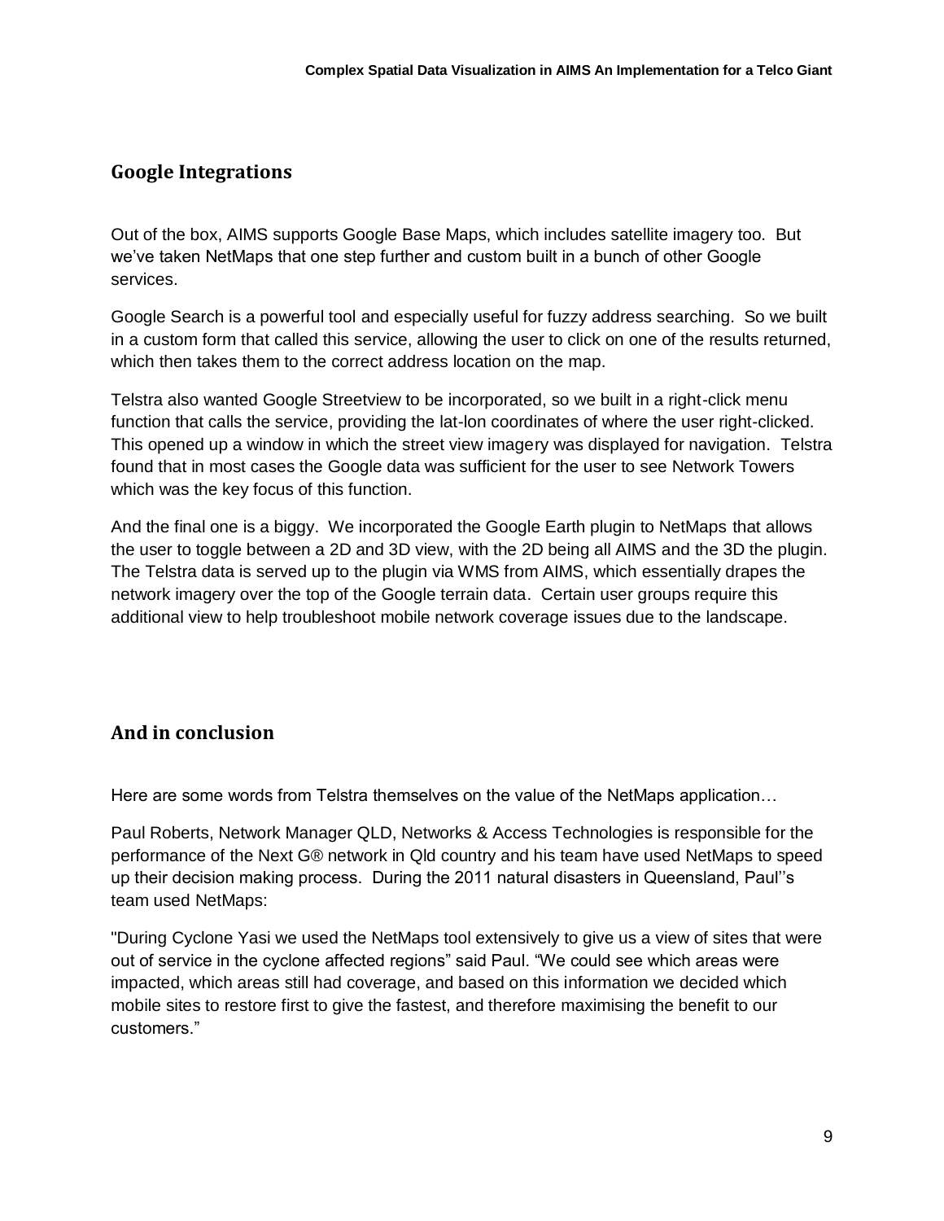## Google Integrations

Out of the box, AIMS supports Google Base Maps, which includes satellite imagery too. But we've taken NetMaps that one step further and custom built in a bunch of other Google services.

Google Search is a powerful tool and especially useful for fuzzy address searching. So we built in a custom form that called this service, allowing the user to click on one of the results returned, which then takes them to the correct address location on the map.

Telstra also wanted Google Streetview to be incorporated, so we built in a right-click menu function that calls the service, providing the lat-lon coordinates of where the user right-clicked. This opened up a window in which the street view imagery was displayed for navigation. Telstra found that in most cases the Google data was sufficient for the user to see Network Towers which was the key focus of this function.

And the final one is a biggy. We incorporated the Google Earth plugin to NetMaps that allows the user to toggle between a 2D and 3D view, with the 2D being all AIMS and the 3D the plugin. The Telstra data is served up to the plugin via WMS from AIMS, which essentially drapes the network imagery over the top of the Google terrain data. Certain user groups require this additional view to help troubleshoot mobile network coverage issues due to the landscape.

## And in conclusion

Here are some words from Telstra themselves on the value of the NetMaps application…

Paul Roberts, Network Manager QLD, Networks & Access Technologies is responsible for the performance of the Next G® network in Qld country and his team have used NetMaps to speed up their decision making process. During the 2011 natural disasters in Queensland, Paul''s team used NetMaps:

"During Cyclone Yasi we used the NetMaps tool extensively to give us a view of sites that were out of service in the cyclone affected regions" said Paul. "We could see which areas were impacted, which areas still had coverage, and based on this information we decided which mobile sites to restore first to give the fastest, and therefore maximising the benefit to our customers."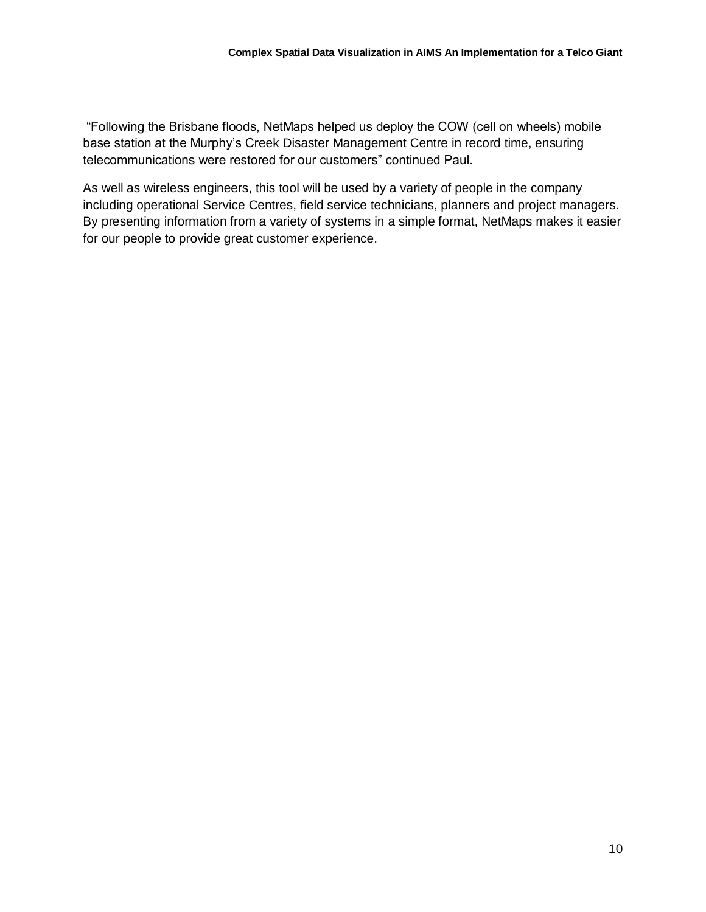"Following the Brisbane floods, NetMaps helped us deploy the COW (cell on wheels) mobile base station at the Murphy's Creek Disaster Management Centre in record time, ensuring telecommunications were restored for our customers" continued Paul.

As well as wireless engineers, this tool will be used by a variety of people in the company including operational Service Centres, field service technicians, planners and project managers. By presenting information from a variety of systems in a simple format, NetMaps makes it easier for our people to provide great customer experience.